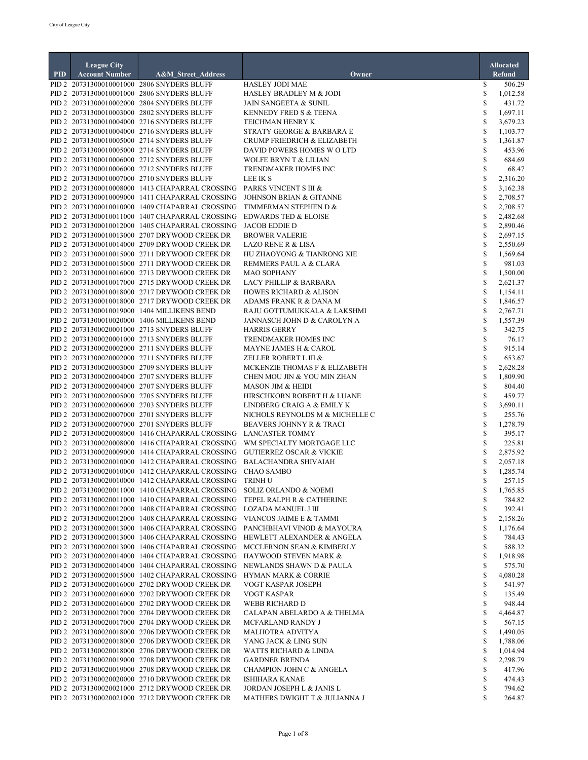| PID | League City Account Number | A&M_Street_Address | Owner | Allocated Refund |
|---|---|---|---|---|
| PID 2 | 207313000100010000 | 2806 SNYDERS BLUFF | HASLEY JODI MAE | $ 506.29 |
| PID 2 | 207313000100010000 | 2806 SNYDERS BLUFF | HASLEY BRADLEY M & JODI | $ 1,012.58 |
| PID 2 | 207313000100020000 | 2804 SNYDERS BLUFF | JAIN SANGEETA & SUNIL | $ 431.72 |
| PID 2 | 207313000100030000 | 2802 SNYDERS BLUFF | KENNEDY FRED S & TEENA | $ 1,697.11 |
| PID 2 | 207313000100040000 | 2716 SNYDERS BLUFF | TEICHMAN HENRY K | $ 3,679.23 |
| PID 2 | 207313000100040000 | 2716 SNYDERS BLUFF | STRATY GEORGE & BARBARA E | $ 1,103.77 |
| PID 2 | 207313000100050000 | 2714 SNYDERS BLUFF | CRUMP FRIEDRICH & ELIZABETH | $ 1,361.87 |
| PID 2 | 207313000100050000 | 2714 SNYDERS BLUFF | DAVID POWERS HOMES W O LTD | $ 453.96 |
| PID 2 | 207313000100060000 | 2712 SNYDERS BLUFF | WOLFE BRYN T & LILIAN | $ 684.69 |
| PID 2 | 207313000100060000 | 2712 SNYDERS BLUFF | TRENDMAKER HOMES INC | $ 68.47 |
| PID 2 | 207313000100070000 | 2710 SNYDERS BLUFF | LEE IK S | $ 2,316.20 |
| PID 2 | 207313000100080000 | 1413 CHAPARRAL CROSSING | PARKS VINCENT S III & | $ 3,162.38 |
| PID 2 | 207313000100090000 | 1411 CHAPARRAL CROSSING | JOHNSON BRIAN & GITANNE | $ 2,708.57 |
| PID 2 | 207313000100100000 | 1409 CHAPARRAL CROSSING | TIMMERMAN STEPHEN D & | $ 2,708.57 |
| PID 2 | 207313000100110000 | 1407 CHAPARRAL CROSSING | EDWARDS TED & ELOISE | $ 2,482.68 |
| PID 2 | 207313000100120000 | 1405 CHAPARRAL CROSSING | JACOB EDDIE D | $ 2,890.46 |
| PID 2 | 207313000100130000 | 2707 DRYWOOD CREEK DR | BROWER VALERIE | $ 2,697.15 |
| PID 2 | 207313000100140000 | 2709 DRYWOOD CREEK DR | LAZO RENE R & LISA | $ 2,550.69 |
| PID 2 | 207313000100150000 | 2711 DRYWOOD CREEK DR | HU ZHAOYONG & TIANRONG XIE | $ 1,569.64 |
| PID 2 | 207313000100150000 | 2711 DRYWOOD CREEK DR | REMMERS PAUL A & CLARA | $ 981.03 |
| PID 2 | 207313000100160000 | 2713 DRYWOOD CREEK DR | MAO SOPHANY | $ 1,500.00 |
| PID 2 | 207313000100170000 | 2715 DRYWOOD CREEK DR | LACY PHILLIP & BARBARA | $ 2,621.37 |
| PID 2 | 207313000100180000 | 2717 DRYWOOD CREEK DR | HOWES RICHARD & ALISON | $ 1,154.11 |
| PID 2 | 207313000100180000 | 2717 DRYWOOD CREEK DR | ADAMS FRANK R & DANA M | $ 1,846.57 |
| PID 2 | 207313000100190000 | 1404 MILLIKENS BEND | RAJU GOTTUMUKKALA & LAKSHMI | $ 2,767.71 |
| PID 2 | 207313000100200000 | 1406 MILLIKENS BEND | JANNASCH JOHN D & CAROLYN A | $ 1,557.39 |
| PID 2 | 207313000200010000 | 2713 SNYDERS BLUFF | HARRIS GERRY | $ 342.75 |
| PID 2 | 207313000200010000 | 2713 SNYDERS BLUFF | TRENDMAKER HOMES INC | $ 76.17 |
| PID 2 | 207313000200020000 | 2711 SNYDERS BLUFF | MAYNE JAMES H & CAROL | $ 915.14 |
| PID 2 | 207313000200020000 | 2711 SNYDERS BLUFF | ZELLER ROBERT L III & | $ 653.67 |
| PID 2 | 207313000200030000 | 2709 SNYDERS BLUFF | MCKENZIE THOMAS F & ELIZABETH | $ 2,628.28 |
| PID 2 | 207313000200040000 | 2707 SNYDERS BLUFF | CHEN MOU JIN & YOU MIN ZHAN | $ 1,809.90 |
| PID 2 | 207313000200040000 | 2707 SNYDERS BLUFF | MASON JIM & HEIDI | $ 804.40 |
| PID 2 | 207313000200050000 | 2705 SNYDERS BLUFF | HIRSCHKORN ROBERT H & LUANE | $ 459.77 |
| PID 2 | 207313000200060000 | 2703 SNYDERS BLUFF | LINDBERG CRAIG A & EMILY K | $ 3,690.11 |
| PID 2 | 207313000200070000 | 2701 SNYDERS BLUFF | NICHOLS REYNOLDS M & MICHELLE C | $ 255.76 |
| PID 2 | 207313000200070000 | 2701 SNYDERS BLUFF | BEAVERS JOHNNY R & TRACI | $ 1,278.79 |
| PID 2 | 207313000200080000 | 1416 CHAPARRAL CROSSING | LANCASTER TOMMY | $ 395.17 |
| PID 2 | 207313000200080000 | 1416 CHAPARRAL CROSSING | WM SPECIALTY MORTGAGE LLC | $ 225.81 |
| PID 2 | 207313000200090000 | 1414 CHAPARRAL CROSSING | GUTIERREZ OSCAR & VICKIE | $ 2,875.92 |
| PID 2 | 207313000200100000 | 1412 CHAPARRAL CROSSING | BALACHANDRA SHIVAIAH | $ 2,057.18 |
| PID 2 | 207313000200100000 | 1412 CHAPARRAL CROSSING | CHAO SAMBO | $ 1,285.74 |
| PID 2 | 207313000200100000 | 1412 CHAPARRAL CROSSING | TRINH U | $ 257.15 |
| PID 2 | 207313000200110000 | 1410 CHAPARRAL CROSSING | SOLIZ ORLANDO & NOEMI | $ 1,765.85 |
| PID 2 | 207313000200110000 | 1410 CHAPARRAL CROSSING | TEPEL RALPH R & CATHERINE | $ 784.82 |
| PID 2 | 207313000200120000 | 1408 CHAPARRAL CROSSING | LOZADA MANUEL J III | $ 392.41 |
| PID 2 | 207313000200120000 | 1408 CHAPARRAL CROSSING | VIANCOS JAIME E & TAMMI | $ 2,158.26 |
| PID 2 | 207313000200130000 | 1406 CHAPARRAL CROSSING | PANCHBHAVI VINOD & MAYOURA | $ 1,176.64 |
| PID 2 | 207313000200130000 | 1406 CHAPARRAL CROSSING | HEWLETT ALEXANDER & ANGELA | $ 784.43 |
| PID 2 | 207313000200130000 | 1406 CHAPARRAL CROSSING | MCCLERNON SEAN & KIMBERLY | $ 588.32 |
| PID 2 | 207313000200140000 | 1404 CHAPARRAL CROSSING | HAYWOOD STEVEN MARK & | $ 1,918.98 |
| PID 2 | 207313000200140000 | 1404 CHAPARRAL CROSSING | NEWLANDS SHAWN D & PAULA | $ 575.70 |
| PID 2 | 207313000200150000 | 1402 CHAPARRAL CROSSING | HYMAN MARK & CORRIE | $ 4,080.28 |
| PID 2 | 207313000200160000 | 2702 DRYWOOD CREEK DR | VOGT KASPAR JOSEPH | $ 541.97 |
| PID 2 | 207313000200160000 | 2702 DRYWOOD CREEK DR | VOGT KASPAR | $ 135.49 |
| PID 2 | 207313000200160000 | 2702 DRYWOOD CREEK DR | WEBB RICHARD D | $ 948.44 |
| PID 2 | 207313000200170000 | 2704 DRYWOOD CREEK DR | CALAPAN ABELARDO A & THELMA | $ 4,464.87 |
| PID 2 | 207313000200170000 | 2704 DRYWOOD CREEK DR | MCFARLAND RANDY J | $ 567.15 |
| PID 2 | 207313000200180000 | 2706 DRYWOOD CREEK DR | MALHOTRA ADVITYA | $ 1,490.05 |
| PID 2 | 207313000200180000 | 2706 DRYWOOD CREEK DR | YANG JACK & LING SUN | $ 1,788.06 |
| PID 2 | 207313000200180000 | 2706 DRYWOOD CREEK DR | WATTS RICHARD & LINDA | $ 1,014.94 |
| PID 2 | 207313000200190000 | 2708 DRYWOOD CREEK DR | GARDNER BRENDA | $ 2,298.79 |
| PID 2 | 207313000200190000 | 2708 DRYWOOD CREEK DR | CHAMPION JOHN C & ANGELA | $ 417.96 |
| PID 2 | 207313000200200000 | 2710 DRYWOOD CREEK DR | ISHIHARA KANAE | $ 474.43 |
| PID 2 | 207313000200210000 | 2712 DRYWOOD CREEK DR | JORDAN JOSEPH L & JANIS L | $ 794.62 |
| PID 2 | 207313000200210000 | 2712 DRYWOOD CREEK DR | MATHERS DWIGHT T & JULIANNA J | $ 264.87 |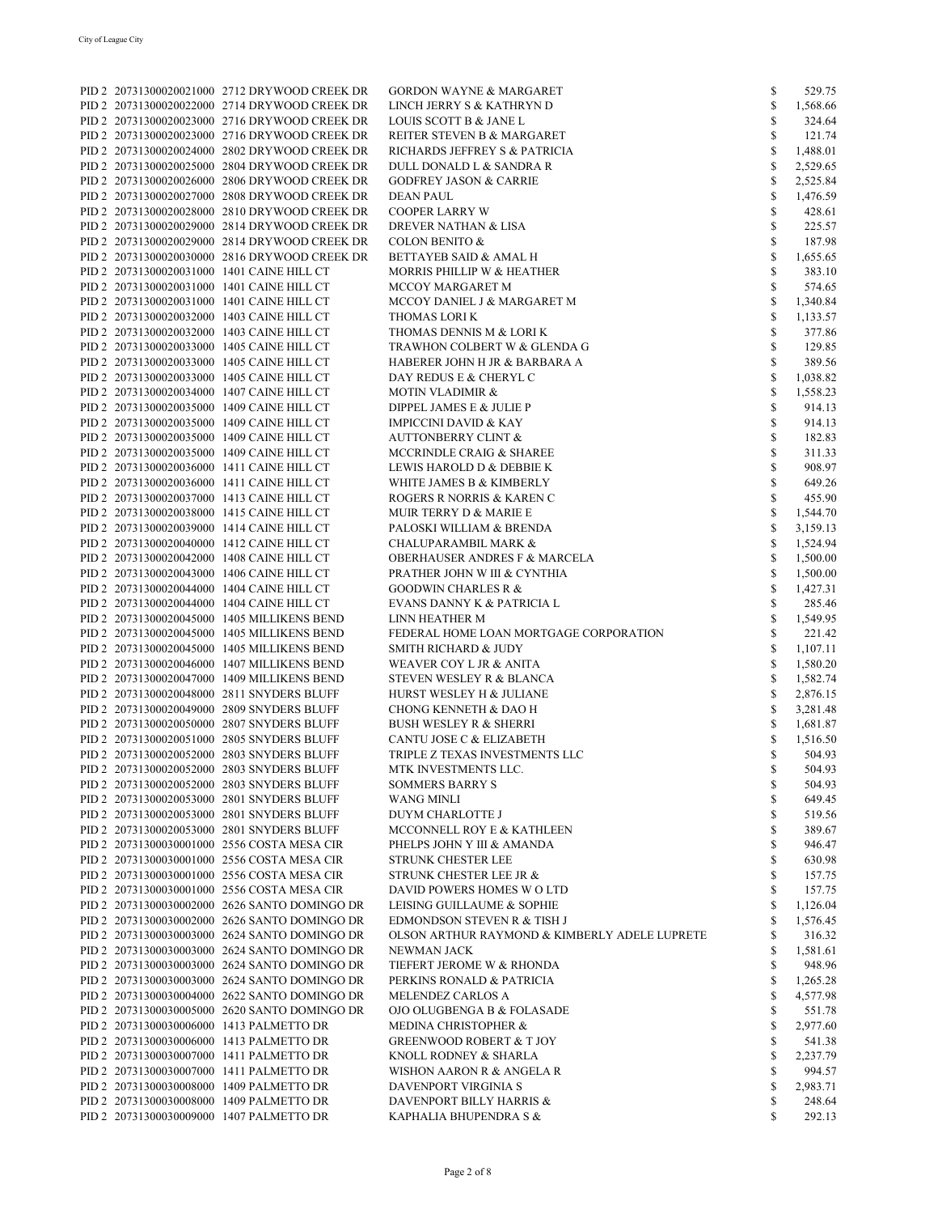| | | | | | |
|---|---|---|---|---|---|
| PID 2 | 20731300020021000 | 2712 DRYWOOD CREEK DR | GORDON WAYNE & MARGARET | $ | 529.75 |
| PID 2 | 20731300020022000 | 2714 DRYWOOD CREEK DR | LINCH JERRY S & KATHRYN D | $ | 1,568.66 |
| PID 2 | 20731300020023000 | 2716 DRYWOOD CREEK DR | LOUIS SCOTT B & JANE L | $ | 324.64 |
| PID 2 | 20731300020023000 | 2716 DRYWOOD CREEK DR | REITER STEVEN B & MARGARET | $ | 121.74 |
| PID 2 | 20731300020024000 | 2802 DRYWOOD CREEK DR | RICHARDS JEFFREY S & PATRICIA | $ | 1,488.01 |
| PID 2 | 20731300020025000 | 2804 DRYWOOD CREEK DR | DULL DONALD L & SANDRA R | $ | 2,529.65 |
| PID 2 | 20731300020026000 | 2806 DRYWOOD CREEK DR | GODFREY JASON & CARRIE | $ | 2,525.84 |
| PID 2 | 20731300020027000 | 2808 DRYWOOD CREEK DR | DEAN PAUL | $ | 1,476.59 |
| PID 2 | 20731300020028000 | 2810 DRYWOOD CREEK DR | COOPER LARRY W | $ | 428.61 |
| PID 2 | 20731300020029000 | 2814 DRYWOOD CREEK DR | DREVER NATHAN & LISA | $ | 225.57 |
| PID 2 | 20731300020029000 | 2814 DRYWOOD CREEK DR | COLON BENITO & | $ | 187.98 |
| PID 2 | 20731300020030000 | 2816 DRYWOOD CREEK DR | BETTAYEB SAID & AMAL H | $ | 1,655.65 |
| PID 2 | 20731300020031000 | 1401 CAINE HILL CT | MORRIS PHILLIP W & HEATHER | $ | 383.10 |
| PID 2 | 20731300020031000 | 1401 CAINE HILL CT | MCCOY MARGARET M | $ | 574.65 |
| PID 2 | 20731300020031000 | 1401 CAINE HILL CT | MCCOY DANIEL J & MARGARET M | $ | 1,340.84 |
| PID 2 | 20731300020032000 | 1403 CAINE HILL CT | THOMAS LORI K | $ | 1,133.57 |
| PID 2 | 20731300020032000 | 1403 CAINE HILL CT | THOMAS DENNIS M & LORI K | $ | 377.86 |
| PID 2 | 20731300020033000 | 1405 CAINE HILL CT | TRAWHON COLBERT W & GLENDA G | $ | 129.85 |
| PID 2 | 20731300020033000 | 1405 CAINE HILL CT | HABERER JOHN H JR & BARBARA A | $ | 389.56 |
| PID 2 | 20731300020033000 | 1405 CAINE HILL CT | DAY REDUS E & CHERYL C | $ | 1,038.82 |
| PID 2 | 20731300020034000 | 1407 CAINE HILL CT | MOTIN VLADIMIR & | $ | 1,558.23 |
| PID 2 | 20731300020035000 | 1409 CAINE HILL CT | DIPPEL JAMES E & JULIE P | $ | 914.13 |
| PID 2 | 20731300020035000 | 1409 CAINE HILL CT | IMPICCINI DAVID & KAY | $ | 914.13 |
| PID 2 | 20731300020035000 | 1409 CAINE HILL CT | AUTTONBERRY CLINT & | $ | 182.83 |
| PID 2 | 20731300020035000 | 1409 CAINE HILL CT | MCCRINDLE CRAIG & SHAREE | $ | 311.33 |
| PID 2 | 20731300020036000 | 1411 CAINE HILL CT | LEWIS HAROLD D & DEBBIE K | $ | 908.97 |
| PID 2 | 20731300020036000 | 1411 CAINE HILL CT | WHITE JAMES B & KIMBERLY | $ | 649.26 |
| PID 2 | 20731300020037000 | 1413 CAINE HILL CT | ROGERS R NORRIS & KAREN C | $ | 455.90 |
| PID 2 | 20731300020038000 | 1415 CAINE HILL CT | MUIR TERRY D & MARIE E | $ | 1,544.70 |
| PID 2 | 20731300020039000 | 1414 CAINE HILL CT | PALOSKI WILLIAM & BRENDA | $ | 3,159.13 |
| PID 2 | 20731300020040000 | 1412 CAINE HILL CT | CHALUPARAMBIL MARK & | $ | 1,524.94 |
| PID 2 | 20731300020042000 | 1408 CAINE HILL CT | OBERHAUSER ANDRES F & MARCELA | $ | 1,500.00 |
| PID 2 | 20731300020043000 | 1406 CAINE HILL CT | PRATHER JOHN W III & CYNTHIA | $ | 1,500.00 |
| PID 2 | 20731300020044000 | 1404 CAINE HILL CT | GOODWIN CHARLES R & | $ | 1,427.31 |
| PID 2 | 20731300020044000 | 1404 CAINE HILL CT | EVANS DANNY K & PATRICIA L | $ | 285.46 |
| PID 2 | 20731300020045000 | 1405 MILLIKENS BEND | LINN HEATHER M | $ | 1,549.95 |
| PID 2 | 20731300020045000 | 1405 MILLIKENS BEND | FEDERAL HOME LOAN MORTGAGE CORPORATION | $ | 221.42 |
| PID 2 | 20731300020045000 | 1405 MILLIKENS BEND | SMITH RICHARD & JUDY | $ | 1,107.11 |
| PID 2 | 20731300020046000 | 1407 MILLIKENS BEND | WEAVER COY L JR & ANITA | $ | 1,580.20 |
| PID 2 | 20731300020047000 | 1409 MILLIKENS BEND | STEVEN WESLEY R & BLANCA | $ | 1,582.74 |
| PID 2 | 20731300020048000 | 2811 SNYDERS BLUFF | HURST WESLEY H & JULIANE | $ | 2,876.15 |
| PID 2 | 20731300020049000 | 2809 SNYDERS BLUFF | CHONG KENNETH & DAO H | $ | 3,281.48 |
| PID 2 | 20731300020050000 | 2807 SNYDERS BLUFF | BUSH WESLEY R & SHERRI | $ | 1,681.87 |
| PID 2 | 20731300020051000 | 2805 SNYDERS BLUFF | CANTU JOSE C & ELIZABETH | $ | 1,516.50 |
| PID 2 | 20731300020052000 | 2803 SNYDERS BLUFF | TRIPLE Z TEXAS INVESTMENTS LLC | $ | 504.93 |
| PID 2 | 20731300020052000 | 2803 SNYDERS BLUFF | MTK INVESTMENTS LLC. | $ | 504.93 |
| PID 2 | 20731300020052000 | 2803 SNYDERS BLUFF | SOMMERS BARRY S | $ | 504.93 |
| PID 2 | 20731300020053000 | 2801 SNYDERS BLUFF | WANG MINLI | $ | 649.45 |
| PID 2 | 20731300020053000 | 2801 SNYDERS BLUFF | DUYM CHARLOTTE J | $ | 519.56 |
| PID 2 | 20731300020053000 | 2801 SNYDERS BLUFF | MCCONNELL ROY E & KATHLEEN | $ | 389.67 |
| PID 2 | 20731300030001000 | 2556 COSTA MESA CIR | PHELPS JOHN Y III & AMANDA | $ | 946.47 |
| PID 2 | 20731300030001000 | 2556 COSTA MESA CIR | STRUNK CHESTER LEE | $ | 630.98 |
| PID 2 | 20731300030001000 | 2556 COSTA MESA CIR | STRUNK CHESTER LEE JR & | $ | 157.75 |
| PID 2 | 20731300030001000 | 2556 COSTA MESA CIR | DAVID POWERS HOMES W O LTD | $ | 157.75 |
| PID 2 | 20731300030002000 | 2626 SANTO DOMINGO DR | LEISING GUILLAUME & SOPHIE | $ | 1,126.04 |
| PID 2 | 20731300030002000 | 2626 SANTO DOMINGO DR | EDMONDSON STEVEN R & TISH J | $ | 1,576.45 |
| PID 2 | 20731300030003000 | 2624 SANTO DOMINGO DR | OLSON ARTHUR RAYMOND & KIMBERLY ADELE LUPRETE | $ | 316.32 |
| PID 2 | 20731300030003000 | 2624 SANTO DOMINGO DR | NEWMAN JACK | $ | 1,581.61 |
| PID 2 | 20731300030003000 | 2624 SANTO DOMINGO DR | TIEFERT JEROME W & RHONDA | $ | 948.96 |
| PID 2 | 20731300030003000 | 2624 SANTO DOMINGO DR | PERKINS RONALD & PATRICIA | $ | 1,265.28 |
| PID 2 | 20731300030004000 | 2622 SANTO DOMINGO DR | MELENDEZ CARLOS A | $ | 4,577.98 |
| PID 2 | 20731300030005000 | 2620 SANTO DOMINGO DR | OJO OLUGBENGA B & FOLASADE | $ | 551.78 |
| PID 2 | 20731300030006000 | 1413 PALMETTO DR | MEDINA CHRISTOPHER & | $ | 2,977.60 |
| PID 2 | 20731300030006000 | 1413 PALMETTO DR | GREENWOOD ROBERT & T JOY | $ | 541.38 |
| PID 2 | 20731300030007000 | 1411 PALMETTO DR | KNOLL RODNEY & SHARLA | $ | 2,237.79 |
| PID 2 | 20731300030007000 | 1411 PALMETTO DR | WISHON AARON R & ANGELA R | $ | 994.57 |
| PID 2 | 20731300030008000 | 1409 PALMETTO DR | DAVENPORT VIRGINIA S | $ | 2,983.71 |
| PID 2 | 20731300030008000 | 1409 PALMETTO DR | DAVENPORT BILLY HARRIS & | $ | 248.64 |
| PID 2 | 20731300030009000 | 1407 PALMETTO DR | KAPHALIA BHUPENDRA S & | $ | 292.13 |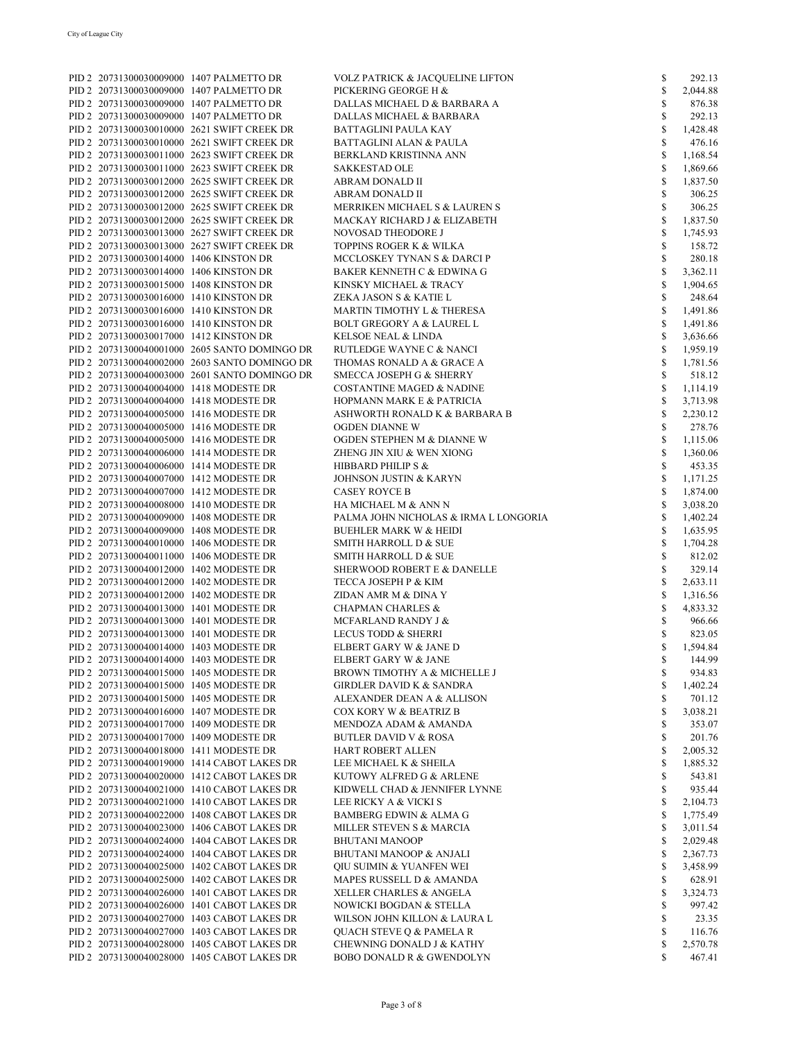| | | | | |
|---|---|---|---|---|
| PID 2 | 207313000030009000 | 1407 PALMETTO DR | VOLZ PATRICK & JACQUELINE LIFTON | $ 292.13 |
| PID 2 | 207313000030009000 | 1407 PALMETTO DR | PICKERING GEORGE H & | $ 2,044.88 |
| PID 2 | 207313000030009000 | 1407 PALMETTO DR | DALLAS MICHAEL D & BARBARA A | $ 876.38 |
| PID 2 | 207313000030009000 | 1407 PALMETTO DR | DALLAS MICHAEL & BARBARA | $ 292.13 |
| PID 2 | 207313000030010000 | 2621 SWIFT CREEK DR | BATTAGLINI PAULA KAY | $ 1,428.48 |
| PID 2 | 207313000030010000 | 2621 SWIFT CREEK DR | BATTAGLINI ALAN & PAULA | $ 476.16 |
| PID 2 | 207313000030011000 | 2623 SWIFT CREEK DR | BERKLAND KRISTINNA ANN | $ 1,168.54 |
| PID 2 | 207313000030011000 | 2623 SWIFT CREEK DR | SAKKESTAD OLE | $ 1,869.66 |
| PID 2 | 207313000030012000 | 2625 SWIFT CREEK DR | ABRAM DONALD II | $ 1,837.50 |
| PID 2 | 207313000030012000 | 2625 SWIFT CREEK DR | ABRAM DONALD II | $ 306.25 |
| PID 2 | 207313000030012000 | 2625 SWIFT CREEK DR | MERRIKEN MICHAEL S & LAUREN S | $ 306.25 |
| PID 2 | 207313000030012000 | 2625 SWIFT CREEK DR | MACKAY RICHARD J & ELIZABETH | $ 1,837.50 |
| PID 2 | 207313000030013000 | 2627 SWIFT CREEK DR | NOVOSAD THEODORE J | $ 1,745.93 |
| PID 2 | 207313000030013000 | 2627 SWIFT CREEK DR | TOPPINS ROGER K & WILKA | $ 158.72 |
| PID 2 | 207313000030014000 | 1406 KINSTON DR | MCCLOSKEY TYNAN S & DARCI P | $ 280.18 |
| PID 2 | 207313000030014000 | 1406 KINSTON DR | BAKER KENNETH C & EDWINA G | $ 3,362.11 |
| PID 2 | 207313000030015000 | 1408 KINSTON DR | KINSKY MICHAEL & TRACY | $ 1,904.65 |
| PID 2 | 207313000030016000 | 1410 KINSTON DR | ZEKA JASON S & KATIE L | $ 248.64 |
| PID 2 | 207313000030016000 | 1410 KINSTON DR | MARTIN TIMOTHY L & THERESA | $ 1,491.86 |
| PID 2 | 207313000030016000 | 1410 KINSTON DR | BOLT GREGORY A & LAUREL L | $ 1,491.86 |
| PID 2 | 207313000030017000 | 1412 KINSTON DR | KELSOE NEAL & LINDA | $ 3,636.66 |
| PID 2 | 207313000040001000 | 2605 SANTO DOMINGO DR | RUTLEDGE WAYNE C & NANCI | $ 1,959.19 |
| PID 2 | 207313000040002000 | 2603 SANTO DOMINGO DR | THOMAS RONALD A & GRACE A | $ 1,781.56 |
| PID 2 | 207313000040003000 | 2601 SANTO DOMINGO DR | SMECCA JOSEPH G & SHERRY | $ 518.12 |
| PID 2 | 207313000040004000 | 1418 MODESTE DR | COSTANTINE MAGED & NADINE | $ 1,114.19 |
| PID 2 | 207313000040004000 | 1418 MODESTE DR | HOPMANN MARK E & PATRICIA | $ 3,713.98 |
| PID 2 | 207313000040005000 | 1416 MODESTE DR | ASHWORTH RONALD K & BARBARA B | $ 2,230.12 |
| PID 2 | 207313000040005000 | 1416 MODESTE DR | OGDEN DIANNE W | $ 278.76 |
| PID 2 | 207313000040005000 | 1416 MODESTE DR | OGDEN STEPHEN M & DIANNE W | $ 1,115.06 |
| PID 2 | 207313000040006000 | 1414 MODESTE DR | ZHENG JIN XIU & WEN XIONG | $ 1,360.06 |
| PID 2 | 207313000040006000 | 1414 MODESTE DR | HIBBARD PHILIP S & | $ 453.35 |
| PID 2 | 207313000040007000 | 1412 MODESTE DR | JOHNSON JUSTIN & KARYN | $ 1,171.25 |
| PID 2 | 207313000040007000 | 1412 MODESTE DR | CASEY ROYCE B | $ 1,874.00 |
| PID 2 | 207313000040008000 | 1410 MODESTE DR | HA MICHAEL M & ANN N | $ 3,038.20 |
| PID 2 | 207313000040009000 | 1408 MODESTE DR | PALMA JOHN NICHOLAS & IRMA L LONGORIA | $ 1,402.24 |
| PID 2 | 207313000040009000 | 1408 MODESTE DR | BUEHLER MARK W & HEIDI | $ 1,635.95 |
| PID 2 | 207313000040010000 | 1406 MODESTE DR | SMITH HARROLL D & SUE | $ 1,704.28 |
| PID 2 | 207313000040011000 | 1406 MODESTE DR | SMITH HARROLL D & SUE | $ 812.02 |
| PID 2 | 207313000040012000 | 1402 MODESTE DR | SHERWOOD ROBERT E & DANELLE | $ 329.14 |
| PID 2 | 207313000040012000 | 1402 MODESTE DR | TECCA JOSEPH P & KIM | $ 2,633.11 |
| PID 2 | 207313000040012000 | 1402 MODESTE DR | ZIDAN AMR M & DINA Y | $ 1,316.56 |
| PID 2 | 207313000040013000 | 1401 MODESTE DR | CHAPMAN CHARLES & | $ 4,833.32 |
| PID 2 | 207313000040013000 | 1401 MODESTE DR | MCFARLAND RANDY J & | $ 966.66 |
| PID 2 | 207313000040013000 | 1401 MODESTE DR | LECUS TODD & SHERRI | $ 823.05 |
| PID 2 | 207313000040014000 | 1403 MODESTE DR | ELBERT GARY W & JANE D | $ 1,594.84 |
| PID 2 | 207313000040014000 | 1403 MODESTE DR | ELBERT GARY W & JANE | $ 144.99 |
| PID 2 | 207313000040015000 | 1405 MODESTE DR | BROWN TIMOTHY A & MICHELLE J | $ 934.83 |
| PID 2 | 207313000040015000 | 1405 MODESTE DR | GIRDLER DAVID K & SANDRA | $ 1,402.24 |
| PID 2 | 207313000040015000 | 1405 MODESTE DR | ALEXANDER DEAN A & ALLISON | $ 701.12 |
| PID 2 | 207313000040016000 | 1407 MODESTE DR | COX KORY W & BEATRIZ B | $ 3,038.21 |
| PID 2 | 207313000040017000 | 1409 MODESTE DR | MENDOZA ADAM & AMANDA | $ 353.07 |
| PID 2 | 207313000040017000 | 1409 MODESTE DR | BUTLER DAVID V & ROSA | $ 201.76 |
| PID 2 | 207313000040018000 | 1411 MODESTE DR | HART ROBERT ALLEN | $ 2,005.32 |
| PID 2 | 207313000040019000 | 1414 CABOT LAKES DR | LEE MICHAEL K & SHEILA | $ 1,885.32 |
| PID 2 | 207313000040020000 | 1412 CABOT LAKES DR | KUTOWY ALFRED G & ARLENE | $ 543.81 |
| PID 2 | 207313000040021000 | 1410 CABOT LAKES DR | KIDWELL CHAD & JENNIFER LYNNE | $ 935.44 |
| PID 2 | 207313000040021000 | 1410 CABOT LAKES DR | LEE RICKY A & VICKI S | $ 2,104.73 |
| PID 2 | 207313000040022000 | 1408 CABOT LAKES DR | BAMBERG EDWIN & ALMA G | $ 1,775.49 |
| PID 2 | 207313000040023000 | 1406 CABOT LAKES DR | MILLER STEVEN S & MARCIA | $ 3,011.54 |
| PID 2 | 207313000040024000 | 1404 CABOT LAKES DR | BHUTANI MANOOP | $ 2,029.48 |
| PID 2 | 207313000040024000 | 1404 CABOT LAKES DR | BHUTANI MANOOP & ANJALI | $ 2,367.73 |
| PID 2 | 207313000040025000 | 1402 CABOT LAKES DR | QIU SUIMIN & YUANFEN WEI | $ 3,458.99 |
| PID 2 | 207313000040025000 | 1402 CABOT LAKES DR | MAPES RUSSELL D & AMANDA | $ 628.91 |
| PID 2 | 207313000040026000 | 1401 CABOT LAKES DR | XELLER CHARLES & ANGELA | $ 3,324.73 |
| PID 2 | 207313000040026000 | 1401 CABOT LAKES DR | NOWICKI BOGDAN & STELLA | $ 997.42 |
| PID 2 | 207313000040027000 | 1403 CABOT LAKES DR | WILSON JOHN KILLON & LAURA L | $ 23.35 |
| PID 2 | 207313000040027000 | 1403 CABOT LAKES DR | QUACH STEVE Q & PAMELA R | $ 116.76 |
| PID 2 | 207313000040028000 | 1405 CABOT LAKES DR | CHEWNING DONALD J & KATHY | $ 2,570.78 |
| PID 2 | 207313000040028000 | 1405 CABOT LAKES DR | BOBO DONALD R & GWENDOLYN | $ 467.41 |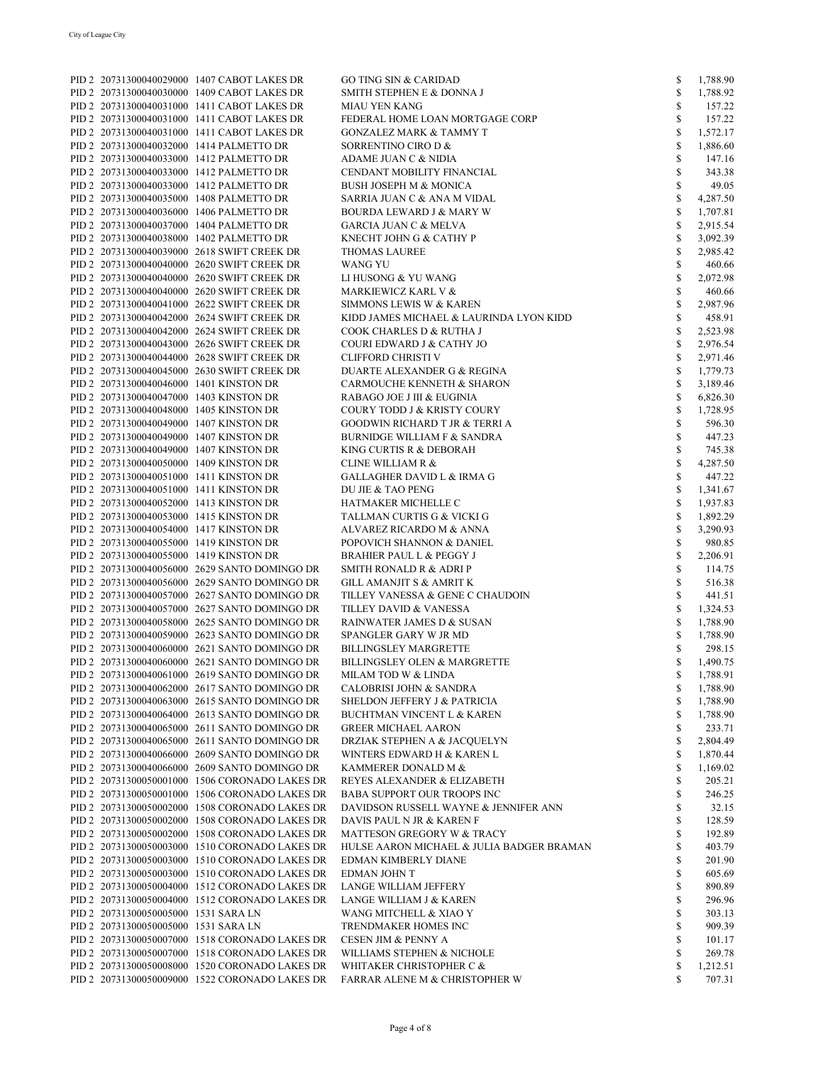| | | | | | |
|---|---|---|---|---|---|
| PID 2 | 20731300040029000 | 1407 CABOT LAKES DR | GO TING SIN & CARIDAD | $ | 1,788.90 |
| PID 2 | 20731300040030000 | 1409 CABOT LAKES DR | SMITH STEPHEN E & DONNA J | $ | 1,788.92 |
| PID 2 | 20731300040031000 | 1411 CABOT LAKES DR | MIAU YEN KANG | $ | 157.22 |
| PID 2 | 20731300040031000 | 1411 CABOT LAKES DR | FEDERAL HOME LOAN MORTGAGE CORP | $ | 157.22 |
| PID 2 | 20731300040031000 | 1411 CABOT LAKES DR | GONZALEZ MARK & TAMMY T | $ | 1,572.17 |
| PID 2 | 20731300040032000 | 1414 PALMETTO DR | SORRENTINO CIRO D & | $ | 1,886.60 |
| PID 2 | 20731300040033000 | 1412 PALMETTO DR | ADAME JUAN C & NIDIA | $ | 147.16 |
| PID 2 | 20731300040033000 | 1412 PALMETTO DR | CENDANT MOBILITY FINANCIAL | $ | 343.38 |
| PID 2 | 20731300040033000 | 1412 PALMETTO DR | BUSH JOSEPH M & MONICA | $ | 49.05 |
| PID 2 | 20731300040035000 | 1408 PALMETTO DR | SARRIA JUAN C & ANA M VIDAL | $ | 4,287.50 |
| PID 2 | 20731300040036000 | 1406 PALMETTO DR | BOURDA LEWARD J & MARY W | $ | 1,707.81 |
| PID 2 | 20731300040037000 | 1404 PALMETTO DR | GARCIA JUAN C & MELVA | $ | 2,915.54 |
| PID 2 | 20731300040038000 | 1402 PALMETTO DR | KNECHT JOHN G & CATHY P | $ | 3,092.39 |
| PID 2 | 20731300040039000 | 2618 SWIFT CREEK DR | THOMAS LAUREE | $ | 2,985.42 |
| PID 2 | 20731300040040000 | 2620 SWIFT CREEK DR | WANG YU | $ | 460.66 |
| PID 2 | 20731300040040000 | 2620 SWIFT CREEK DR | LI HUSONG & YU WANG | $ | 2,072.98 |
| PID 2 | 20731300040040000 | 2620 SWIFT CREEK DR | MARKIEWICZ KARL V & | $ | 460.66 |
| PID 2 | 20731300040041000 | 2622 SWIFT CREEK DR | SIMMONS LEWIS W & KAREN | $ | 2,987.96 |
| PID 2 | 20731300040042000 | 2624 SWIFT CREEK DR | KIDD JAMES MICHAEL & LAURINDA LYON KIDD | $ | 458.91 |
| PID 2 | 20731300040042000 | 2624 SWIFT CREEK DR | COOK CHARLES D & RUTHA J | $ | 2,523.98 |
| PID 2 | 20731300040043000 | 2626 SWIFT CREEK DR | COURI EDWARD J & CATHY JO | $ | 2,976.54 |
| PID 2 | 20731300040044000 | 2628 SWIFT CREEK DR | CLIFFORD CHRISTI V | $ | 2,971.46 |
| PID 2 | 20731300040045000 | 2630 SWIFT CREEK DR | DUARTE ALEXANDER G & REGINA | $ | 1,779.73 |
| PID 2 | 20731300040046000 | 1401 KINSTON DR | CARMOUCHE KENNETH & SHARON | $ | 3,189.46 |
| PID 2 | 20731300040047000 | 1403 KINSTON DR | RABAGO JOE J III & EUGINIA | $ | 6,826.30 |
| PID 2 | 20731300040048000 | 1405 KINSTON DR | COURY TODD J & KRISTY COURY | $ | 1,728.95 |
| PID 2 | 20731300040049000 | 1407 KINSTON DR | GOODWIN RICHARD T JR & TERRI A | $ | 596.30 |
| PID 2 | 20731300040049000 | 1407 KINSTON DR | BURNIDGE WILLIAM F & SANDRA | $ | 447.23 |
| PID 2 | 20731300040049000 | 1407 KINSTON DR | KING CURTIS R & DEBORAH | $ | 745.38 |
| PID 2 | 20731300040050000 | 1409 KINSTON DR | CLINE WILLIAM R & | $ | 4,287.50 |
| PID 2 | 20731300040051000 | 1411 KINSTON DR | GALLAGHER DAVID L & IRMA G | $ | 447.22 |
| PID 2 | 20731300040051000 | 1411 KINSTON DR | DU JIE & TAO PENG | $ | 1,341.67 |
| PID 2 | 20731300040052000 | 1413 KINSTON DR | HATMAKER MICHELLE C | $ | 1,937.83 |
| PID 2 | 20731300040053000 | 1415 KINSTON DR | TALLMAN CURTIS G & VICKI G | $ | 1,892.29 |
| PID 2 | 20731300040054000 | 1417 KINSTON DR | ALVAREZ RICARDO M & ANNA | $ | 3,290.93 |
| PID 2 | 20731300040055000 | 1419 KINSTON DR | POPOVICH SHANNON & DANIEL | $ | 980.85 |
| PID 2 | 20731300040055000 | 1419 KINSTON DR | BRAHIER PAUL L & PEGGY J | $ | 2,206.91 |
| PID 2 | 20731300040056000 | 2629 SANTO DOMINGO DR | SMITH RONALD R & ADRI P | $ | 114.75 |
| PID 2 | 20731300040056000 | 2629 SANTO DOMINGO DR | GILL AMANJIT S & AMRIT K | $ | 516.38 |
| PID 2 | 20731300040057000 | 2627 SANTO DOMINGO DR | TILLEY VANESSA & GENE C CHAUDOIN | $ | 441.51 |
| PID 2 | 20731300040057000 | 2627 SANTO DOMINGO DR | TILLEY DAVID & VANESSA | $ | 1,324.53 |
| PID 2 | 20731300040058000 | 2625 SANTO DOMINGO DR | RAINWATER JAMES D & SUSAN | $ | 1,788.90 |
| PID 2 | 20731300040059000 | 2623 SANTO DOMINGO DR | SPANGLER GARY W JR MD | $ | 1,788.90 |
| PID 2 | 20731300040060000 | 2621 SANTO DOMINGO DR | BILLINGSLEY MARGRETTE | $ | 298.15 |
| PID 2 | 20731300040060000 | 2621 SANTO DOMINGO DR | BILLINGSLEY OLEN & MARGRETTE | $ | 1,490.75 |
| PID 2 | 20731300040061000 | 2619 SANTO DOMINGO DR | MILAM TOD W & LINDA | $ | 1,788.91 |
| PID 2 | 20731300040062000 | 2617 SANTO DOMINGO DR | CALOBRISI JOHN & SANDRA | $ | 1,788.90 |
| PID 2 | 20731300040063000 | 2615 SANTO DOMINGO DR | SHELDON JEFFERY J & PATRICIA | $ | 1,788.90 |
| PID 2 | 20731300040064000 | 2613 SANTO DOMINGO DR | BUCHTMAN VINCENT L & KAREN | $ | 1,788.90 |
| PID 2 | 20731300040065000 | 2611 SANTO DOMINGO DR | GREER MICHAEL AARON | $ | 233.71 |
| PID 2 | 20731300040065000 | 2611 SANTO DOMINGO DR | DRZIAK STEPHEN A & JACQUELYN | $ | 2,804.49 |
| PID 2 | 20731300040066000 | 2609 SANTO DOMINGO DR | WINTERS EDWARD H & KAREN L | $ | 1,870.44 |
| PID 2 | 20731300040066000 | 2609 SANTO DOMINGO DR | KAMMERER DONALD M & | $ | 1,169.02 |
| PID 2 | 20731300050001000 | 1506 CORONADO LAKES DR | REYES ALEXANDER & ELIZABETH | $ | 205.21 |
| PID 2 | 20731300050001000 | 1506 CORONADO LAKES DR | BABA SUPPORT OUR TROOPS INC | $ | 246.25 |
| PID 2 | 20731300050002000 | 1508 CORONADO LAKES DR | DAVIDSON RUSSELL WAYNE & JENNIFER ANN | $ | 32.15 |
| PID 2 | 20731300050002000 | 1508 CORONADO LAKES DR | DAVIS PAUL N JR & KAREN F | $ | 128.59 |
| PID 2 | 20731300050002000 | 1508 CORONADO LAKES DR | MATTESON GREGORY W & TRACY | $ | 192.89 |
| PID 2 | 20731300050003000 | 1510 CORONADO LAKES DR | HULSE AARON MICHAEL & JULIA BADGER BRAMAN | $ | 403.79 |
| PID 2 | 20731300050003000 | 1510 CORONADO LAKES DR | EDMAN KIMBERLY DIANE | $ | 201.90 |
| PID 2 | 20731300050003000 | 1510 CORONADO LAKES DR | EDMAN JOHN T | $ | 605.69 |
| PID 2 | 20731300050004000 | 1512 CORONADO LAKES DR | LANGE WILLIAM JEFFERY | $ | 890.89 |
| PID 2 | 20731300050004000 | 1512 CORONADO LAKES DR | LANGE WILLIAM J & KAREN | $ | 296.96 |
| PID 2 | 20731300050005000 | 1531 SARA LN | WANG MITCHELL & XIAO Y | $ | 303.13 |
| PID 2 | 20731300050005000 | 1531 SARA LN | TRENDMAKER HOMES INC | $ | 909.39 |
| PID 2 | 20731300050007000 | 1518 CORONADO LAKES DR | CESEN JIM & PENNY A | $ | 101.17 |
| PID 2 | 20731300050007000 | 1518 CORONADO LAKES DR | WILLIAMS STEPHEN & NICHOLE | $ | 269.78 |
| PID 2 | 20731300050008000 | 1520 CORONADO LAKES DR | WHITAKER CHRISTOPHER C & | $ | 1,212.51 |
| PID 2 | 20731300050009000 | 1522 CORONADO LAKES DR | FARRAR ALENE M & CHRISTOPHER W | $ | 707.31 |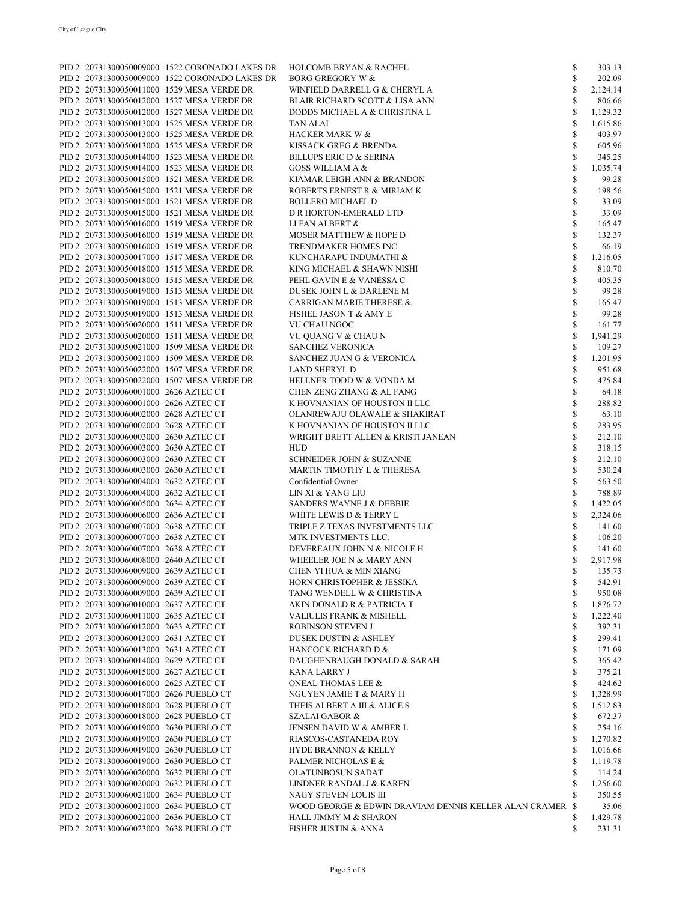| | | | | | |
|---|---|---|---|---|---|
| PID 2 | 207313000500090000 | 1522 CORONADO LAKES DR | HOLCOMB BRYAN & RACHEL | $ | 303.13 |
| PID 2 | 207313000500090000 | 1522 CORONADO LAKES DR | BORG GREGORY W & | $ | 202.09 |
| PID 2 | 207313000500110000 | 1529 MESA VERDE DR | WINFIELD DARRELL G & CHERYL A | $ | 2,124.14 |
| PID 2 | 207313000500120000 | 1527 MESA VERDE DR | BLAIR RICHARD SCOTT & LISA ANN | $ | 806.66 |
| PID 2 | 207313000500120000 | 1527 MESA VERDE DR | DODDS MICHAEL A & CHRISTINA L | $ | 1,129.32 |
| PID 2 | 207313000500130000 | 1525 MESA VERDE DR | TAN ALAI | $ | 1,615.86 |
| PID 2 | 207313000500130000 | 1525 MESA VERDE DR | HACKER MARK W & | $ | 403.97 |
| PID 2 | 207313000500130000 | 1525 MESA VERDE DR | KISSACK GREG & BRENDA | $ | 605.96 |
| PID 2 | 207313000500140000 | 1523 MESA VERDE DR | BILLUPS ERIC D & SERINA | $ | 345.25 |
| PID 2 | 207313000500140000 | 1523 MESA VERDE DR | GOSS WILLIAM A & | $ | 1,035.74 |
| PID 2 | 207313000500150000 | 1521 MESA VERDE DR | KIAMAR LEIGH ANN & BRANDON | $ | 99.28 |
| PID 2 | 207313000500150000 | 1521 MESA VERDE DR | ROBERTS ERNEST R & MIRIAM K | $ | 198.56 |
| PID 2 | 207313000500150000 | 1521 MESA VERDE DR | BOLLERO MICHAEL D | $ | 33.09 |
| PID 2 | 207313000500150000 | 1521 MESA VERDE DR | D R HORTON-EMERALD LTD | $ | 33.09 |
| PID 2 | 207313000500160000 | 1519 MESA VERDE DR | LI FAN ALBERT & | $ | 165.47 |
| PID 2 | 207313000500160000 | 1519 MESA VERDE DR | MOSER MATTHEW & HOPE D | $ | 132.37 |
| PID 2 | 207313000500160000 | 1519 MESA VERDE DR | TRENDMAKER HOMES INC | $ | 66.19 |
| PID 2 | 207313000500170000 | 1517 MESA VERDE DR | KUNCHARAPU INDUMATHI & | $ | 1,216.05 |
| PID 2 | 207313000500180000 | 1515 MESA VERDE DR | KING MICHAEL & SHAWN NISHI | $ | 810.70 |
| PID 2 | 207313000500180000 | 1515 MESA VERDE DR | PEHL GAVIN E & VANESSA C | $ | 405.35 |
| PID 2 | 207313000500190000 | 1513 MESA VERDE DR | DUSEK JOHN L & DARLENE M | $ | 99.28 |
| PID 2 | 207313000500190000 | 1513 MESA VERDE DR | CARRIGAN MARIE THERESE & | $ | 165.47 |
| PID 2 | 207313000500190000 | 1513 MESA VERDE DR | FISHEL JASON T & AMY E | $ | 99.28 |
| PID 2 | 207313000500200000 | 1511 MESA VERDE DR | VU CHAU NGOC | $ | 161.77 |
| PID 2 | 207313000500200000 | 1511 MESA VERDE DR | VU QUANG V & CHAU N | $ | 1,941.29 |
| PID 2 | 207313000500210000 | 1509 MESA VERDE DR | SANCHEZ VERONICA | $ | 109.27 |
| PID 2 | 207313000500210000 | 1509 MESA VERDE DR | SANCHEZ JUAN G & VERONICA | $ | 1,201.95 |
| PID 2 | 207313000500220000 | 1507 MESA VERDE DR | LAND SHERYL D | $ | 951.68 |
| PID 2 | 207313000500220000 | 1507 MESA VERDE DR | HELLNER TODD W & VONDA M | $ | 475.84 |
| PID 2 | 207313000600010000 | 2626 AZTEC CT | CHEN ZENG ZHANG & AL FANG | $ | 64.18 |
| PID 2 | 207313000600010000 | 2626 AZTEC CT | K HOVNANIAN OF HOUSTON II LLC | $ | 288.82 |
| PID 2 | 207313000600020000 | 2628 AZTEC CT | OLANREWAJU OLAWALE & SHAKIRAT | $ | 63.10 |
| PID 2 | 207313000600020000 | 2628 AZTEC CT | K HOVNANIAN OF HOUSTON II LLC | $ | 283.95 |
| PID 2 | 207313000600030000 | 2630 AZTEC CT | WRIGHT BRETT ALLEN & KRISTI JANEAN | $ | 212.10 |
| PID 2 | 207313000600030000 | 2630 AZTEC CT | HUD | $ | 318.15 |
| PID 2 | 207313000600030000 | 2630 AZTEC CT | SCHNEIDER JOHN & SUZANNE | $ | 212.10 |
| PID 2 | 207313000600030000 | 2630 AZTEC CT | MARTIN TIMOTHY L & THERESA | $ | 530.24 |
| PID 2 | 207313000600040000 | 2632 AZTEC CT | Confidential Owner | $ | 563.50 |
| PID 2 | 207313000600040000 | 2632 AZTEC CT | LIN XI & YANG LIU | $ | 788.89 |
| PID 2 | 207313000600050000 | 2634 AZTEC CT | SANDERS WAYNE J & DEBBIE | $ | 1,422.05 |
| PID 2 | 207313000600060000 | 2636 AZTEC CT | WHITE LEWIS D & TERRY L | $ | 2,324.06 |
| PID 2 | 207313000600070000 | 2638 AZTEC CT | TRIPLE Z TEXAS INVESTMENTS LLC | $ | 141.60 |
| PID 2 | 207313000600070000 | 2638 AZTEC CT | MTK INVESTMENTS LLC. | $ | 106.20 |
| PID 2 | 207313000600070000 | 2638 AZTEC CT | DEVEREAUX JOHN N & NICOLE H | $ | 141.60 |
| PID 2 | 207313000600080000 | 2640 AZTEC CT | WHEELER JOE N & MARY ANN | $ | 2,917.98 |
| PID 2 | 207313000600090000 | 2639 AZTEC CT | CHEN YI HUA & MIN XIANG | $ | 135.73 |
| PID 2 | 207313000600090000 | 2639 AZTEC CT | HORN CHRISTOPHER & JESSIKA | $ | 542.91 |
| PID 2 | 207313000600090000 | 2639 AZTEC CT | TANG WENDELL W & CHRISTINA | $ | 950.08 |
| PID 2 | 207313000600100000 | 2637 AZTEC CT | AKIN DONALD R & PATRICIA T | $ | 1,876.72 |
| PID 2 | 207313000600110000 | 2635 AZTEC CT | VALIULIS FRANK & MISHELL | $ | 1,222.40 |
| PID 2 | 207313000600120000 | 2633 AZTEC CT | ROBINSON STEVEN J | $ | 392.31 |
| PID 2 | 207313000600130000 | 2631 AZTEC CT | DUSEK DUSTIN & ASHLEY | $ | 299.41 |
| PID 2 | 207313000600130000 | 2631 AZTEC CT | HANCOCK RICHARD D & | $ | 171.09 |
| PID 2 | 207313000600140000 | 2629 AZTEC CT | DAUGHENBAUGH DONALD & SARAH | $ | 365.42 |
| PID 2 | 207313000600150000 | 2627 AZTEC CT | KANA LARRY J | $ | 375.21 |
| PID 2 | 207313000600160000 | 2625 AZTEC CT | ONEAL THOMAS LEE & | $ | 424.62 |
| PID 2 | 207313000600170000 | 2626 PUEBLO CT | NGUYEN JAMIE T & MARY H | $ | 1,328.99 |
| PID 2 | 207313000600180000 | 2628 PUEBLO CT | THEIS ALBERT A III & ALICE S | $ | 1,512.83 |
| PID 2 | 207313000600180000 | 2628 PUEBLO CT | SZALAI GABOR & | $ | 672.37 |
| PID 2 | 207313000600190000 | 2630 PUEBLO CT | JENSEN DAVID W & AMBER L | $ | 254.16 |
| PID 2 | 207313000600190000 | 2630 PUEBLO CT | RIASCOS-CASTANEDA ROY | $ | 1,270.82 |
| PID 2 | 207313000600190000 | 2630 PUEBLO CT | HYDE BRANNON & KELLY | $ | 1,016.66 |
| PID 2 | 207313000600190000 | 2630 PUEBLO CT | PALMER NICHOLAS E & | $ | 1,119.78 |
| PID 2 | 207313000600200000 | 2632 PUEBLO CT | OLATUNBOSUN SADAT | $ | 114.24 |
| PID 2 | 207313000600200000 | 2632 PUEBLO CT | LINDNER RANDAL J & KAREN | $ | 1,256.60 |
| PID 2 | 207313000600210000 | 2634 PUEBLO CT | NAGY STEVEN LOUIS III | $ | 350.55 |
| PID 2 | 207313000600210000 | 2634 PUEBLO CT | WOOD GEORGE & EDWIN DRAVIAM DENNIS KELLER ALAN CRAMER | $ | 35.06 |
| PID 2 | 207313000600220000 | 2636 PUEBLO CT | HALL JIMMY M & SHARON | $ | 1,429.78 |
| PID 2 | 207313000600230000 | 2638 PUEBLO CT | FISHER JUSTIN & ANNA | $ | 231.31 |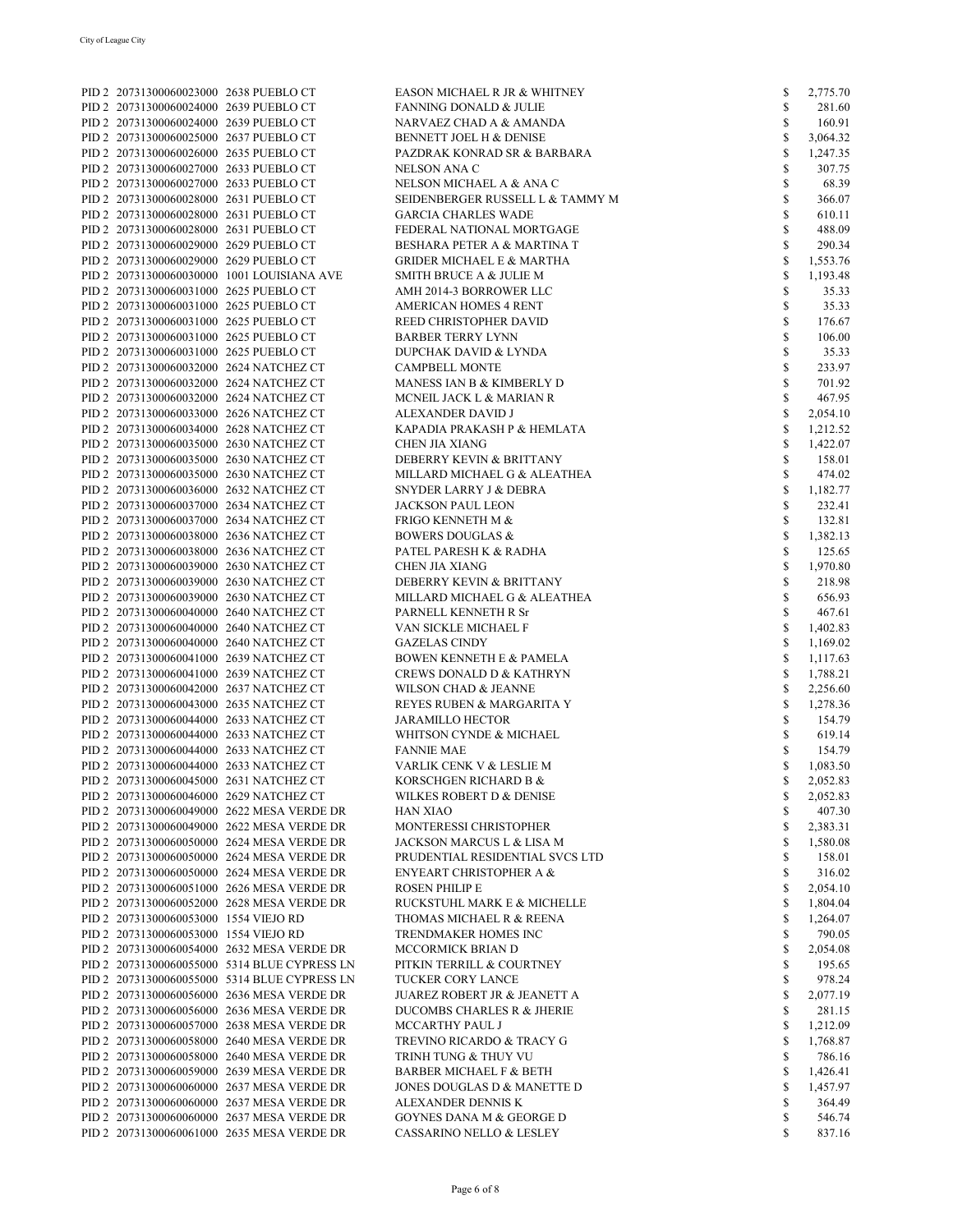| | | | | |
|---|---|---|---|---|
| PID 2 | 207313000060023000 | 2638 PUEBLO CT | EASON MICHAEL R JR & WHITNEY | $ 2,775.70 |
| PID 2 | 207313000060024000 | 2639 PUEBLO CT | FANNING DONALD & JULIE | $ 281.60 |
| PID 2 | 207313000060024000 | 2639 PUEBLO CT | NARVAEZ CHAD A & AMANDA | $ 160.91 |
| PID 2 | 207313000060025000 | 2637 PUEBLO CT | BENNETT JOEL H & DENISE | $ 3,064.32 |
| PID 2 | 207313000060026000 | 2635 PUEBLO CT | PAZDRAK KONRAD SR & BARBARA | $ 1,247.35 |
| PID 2 | 207313000060027000 | 2633 PUEBLO CT | NELSON ANA C | $ 307.75 |
| PID 2 | 207313000060027000 | 2633 PUEBLO CT | NELSON MICHAEL A & ANA C | $ 68.39 |
| PID 2 | 207313000060028000 | 2631 PUEBLO CT | SEIDENBERGER RUSSELL L & TAMMY M | $ 366.07 |
| PID 2 | 207313000060028000 | 2631 PUEBLO CT | GARCIA CHARLES WADE | $ 610.11 |
| PID 2 | 207313000060028000 | 2631 PUEBLO CT | FEDERAL NATIONAL MORTGAGE | $ 488.09 |
| PID 2 | 207313000060029000 | 2629 PUEBLO CT | BESHARA PETER A & MARTINA T | $ 290.34 |
| PID 2 | 207313000060029000 | 2629 PUEBLO CT | GRIDER MICHAEL E & MARTHA | $ 1,553.76 |
| PID 2 | 207313000060030000 | 1001 LOUISIANA AVE | SMITH BRUCE A & JULIE M | $ 1,193.48 |
| PID 2 | 207313000060031000 | 2625 PUEBLO CT | AMH 2014-3 BORROWER LLC | $ 35.33 |
| PID 2 | 207313000060031000 | 2625 PUEBLO CT | AMERICAN HOMES 4 RENT | $ 35.33 |
| PID 2 | 207313000060031000 | 2625 PUEBLO CT | REED CHRISTOPHER DAVID | $ 176.67 |
| PID 2 | 207313000060031000 | 2625 PUEBLO CT | BARBER TERRY LYNN | $ 106.00 |
| PID 2 | 207313000060031000 | 2625 PUEBLO CT | DUPCHAK DAVID & LYNDA | $ 35.33 |
| PID 2 | 207313000060032000 | 2624 NATCHEZ CT | CAMPBELL MONTE | $ 233.97 |
| PID 2 | 207313000060032000 | 2624 NATCHEZ CT | MANESS IAN B & KIMBERLY D | $ 701.92 |
| PID 2 | 207313000060032000 | 2624 NATCHEZ CT | MCNEIL JACK L & MARIAN R | $ 467.95 |
| PID 2 | 207313000060033000 | 2626 NATCHEZ CT | ALEXANDER DAVID J | $ 2,054.10 |
| PID 2 | 207313000060034000 | 2628 NATCHEZ CT | KAPADIA PRAKASH P & HEMLATA | $ 1,212.52 |
| PID 2 | 207313000060035000 | 2630 NATCHEZ CT | CHEN JIA XIANG | $ 1,422.07 |
| PID 2 | 207313000060035000 | 2630 NATCHEZ CT | DEBERRY KEVIN & BRITTANY | $ 158.01 |
| PID 2 | 207313000060035000 | 2630 NATCHEZ CT | MILLARD MICHAEL G & ALEATHEA | $ 474.02 |
| PID 2 | 207313000060036000 | 2632 NATCHEZ CT | SNYDER LARRY J & DEBRA | $ 1,182.77 |
| PID 2 | 207313000060037000 | 2634 NATCHEZ CT | JACKSON PAUL LEON | $ 232.41 |
| PID 2 | 207313000060037000 | 2634 NATCHEZ CT | FRIGO KENNETH M & | $ 132.81 |
| PID 2 | 207313000060038000 | 2636 NATCHEZ CT | BOWERS DOUGLAS & | $ 1,382.13 |
| PID 2 | 207313000060038000 | 2636 NATCHEZ CT | PATEL PARESH K & RADHA | $ 125.65 |
| PID 2 | 207313000060039000 | 2630 NATCHEZ CT | CHEN JIA XIANG | $ 1,970.80 |
| PID 2 | 207313000060039000 | 2630 NATCHEZ CT | DEBERRY KEVIN & BRITTANY | $ 218.98 |
| PID 2 | 207313000060039000 | 2630 NATCHEZ CT | MILLARD MICHAEL G & ALEATHEA | $ 656.93 |
| PID 2 | 207313000060040000 | 2640 NATCHEZ CT | PARNELL KENNETH R Sr | $ 467.61 |
| PID 2 | 207313000060040000 | 2640 NATCHEZ CT | VAN SICKLE MICHAEL F | $ 1,402.83 |
| PID 2 | 207313000060040000 | 2640 NATCHEZ CT | GAZELAS CINDY | $ 1,169.02 |
| PID 2 | 207313000060041000 | 2639 NATCHEZ CT | BOWEN KENNETH E & PAMELA | $ 1,117.63 |
| PID 2 | 207313000060041000 | 2639 NATCHEZ CT | CREWS DONALD D & KATHRYN | $ 1,788.21 |
| PID 2 | 207313000060042000 | 2637 NATCHEZ CT | WILSON CHAD & JEANNE | $ 2,256.60 |
| PID 2 | 207313000060043000 | 2635 NATCHEZ CT | REYES RUBEN & MARGARITA Y | $ 1,278.36 |
| PID 2 | 207313000060044000 | 2633 NATCHEZ CT | JARAMILLO HECTOR | $ 154.79 |
| PID 2 | 207313000060044000 | 2633 NATCHEZ CT | WHITSON CYNDE & MICHAEL | $ 619.14 |
| PID 2 | 207313000060044000 | 2633 NATCHEZ CT | FANNIE MAE | $ 154.79 |
| PID 2 | 207313000060044000 | 2633 NATCHEZ CT | VARLIK CENK V & LESLIE M | $ 1,083.50 |
| PID 2 | 207313000060045000 | 2631 NATCHEZ CT | KORSCHGEN RICHARD B & | $ 2,052.83 |
| PID 2 | 207313000060046000 | 2629 NATCHEZ CT | WILKES ROBERT D & DENISE | $ 2,052.83 |
| PID 2 | 207313000060049000 | 2622 MESA VERDE DR | HAN XIAO | $ 407.30 |
| PID 2 | 207313000060049000 | 2622 MESA VERDE DR | MONTERESSI CHRISTOPHER | $ 2,383.31 |
| PID 2 | 207313000060050000 | 2624 MESA VERDE DR | JACKSON MARCUS L & LISA M | $ 1,580.08 |
| PID 2 | 207313000060050000 | 2624 MESA VERDE DR | PRUDENTIAL RESIDENTIAL SVCS LTD | $ 158.01 |
| PID 2 | 207313000060050000 | 2624 MESA VERDE DR | ENYEART CHRISTOPHER A & | $ 316.02 |
| PID 2 | 207313000060051000 | 2626 MESA VERDE DR | ROSEN PHILIP E | $ 2,054.10 |
| PID 2 | 207313000060052000 | 2628 MESA VERDE DR | RUCKSTUHL MARK E & MICHELLE | $ 1,804.04 |
| PID 2 | 207313000060053000 | 1554 VIEJO RD | THOMAS MICHAEL R & REENA | $ 1,264.07 |
| PID 2 | 207313000060053000 | 1554 VIEJO RD | TRENDMAKER HOMES INC | $ 790.05 |
| PID 2 | 207313000060054000 | 2632 MESA VERDE DR | MCCORMICK BRIAN D | $ 2,054.08 |
| PID 2 | 207313000060055000 | 5314 BLUE CYPRESS LN | PITKIN TERRILL & COURTNEY | $ 195.65 |
| PID 2 | 207313000060055000 | 5314 BLUE CYPRESS LN | TUCKER CORY LANCE | $ 978.24 |
| PID 2 | 207313000060056000 | 2636 MESA VERDE DR | JUAREZ ROBERT JR & JEANETT A | $ 2,077.19 |
| PID 2 | 207313000060056000 | 2636 MESA VERDE DR | DUCOMBS CHARLES R & JHERIE | $ 281.15 |
| PID 2 | 207313000060057000 | 2638 MESA VERDE DR | MCCARTHY PAUL J | $ 1,212.09 |
| PID 2 | 207313000060058000 | 2640 MESA VERDE DR | TREVINO RICARDO & TRACY G | $ 1,768.87 |
| PID 2 | 207313000060058000 | 2640 MESA VERDE DR | TRINH TUNG & THUY VU | $ 786.16 |
| PID 2 | 207313000060059000 | 2639 MESA VERDE DR | BARBER MICHAEL F & BETH | $ 1,426.41 |
| PID 2 | 207313000060060000 | 2637 MESA VERDE DR | JONES DOUGLAS D & MANETTE D | $ 1,457.97 |
| PID 2 | 207313000060060000 | 2637 MESA VERDE DR | ALEXANDER DENNIS K | $ 364.49 |
| PID 2 | 207313000060060000 | 2637 MESA VERDE DR | GOYNES DANA M & GEORGE D | $ 546.74 |
| PID 2 | 207313000060061000 | 2635 MESA VERDE DR | CASSARINO NELLO & LESLEY | $ 837.16 |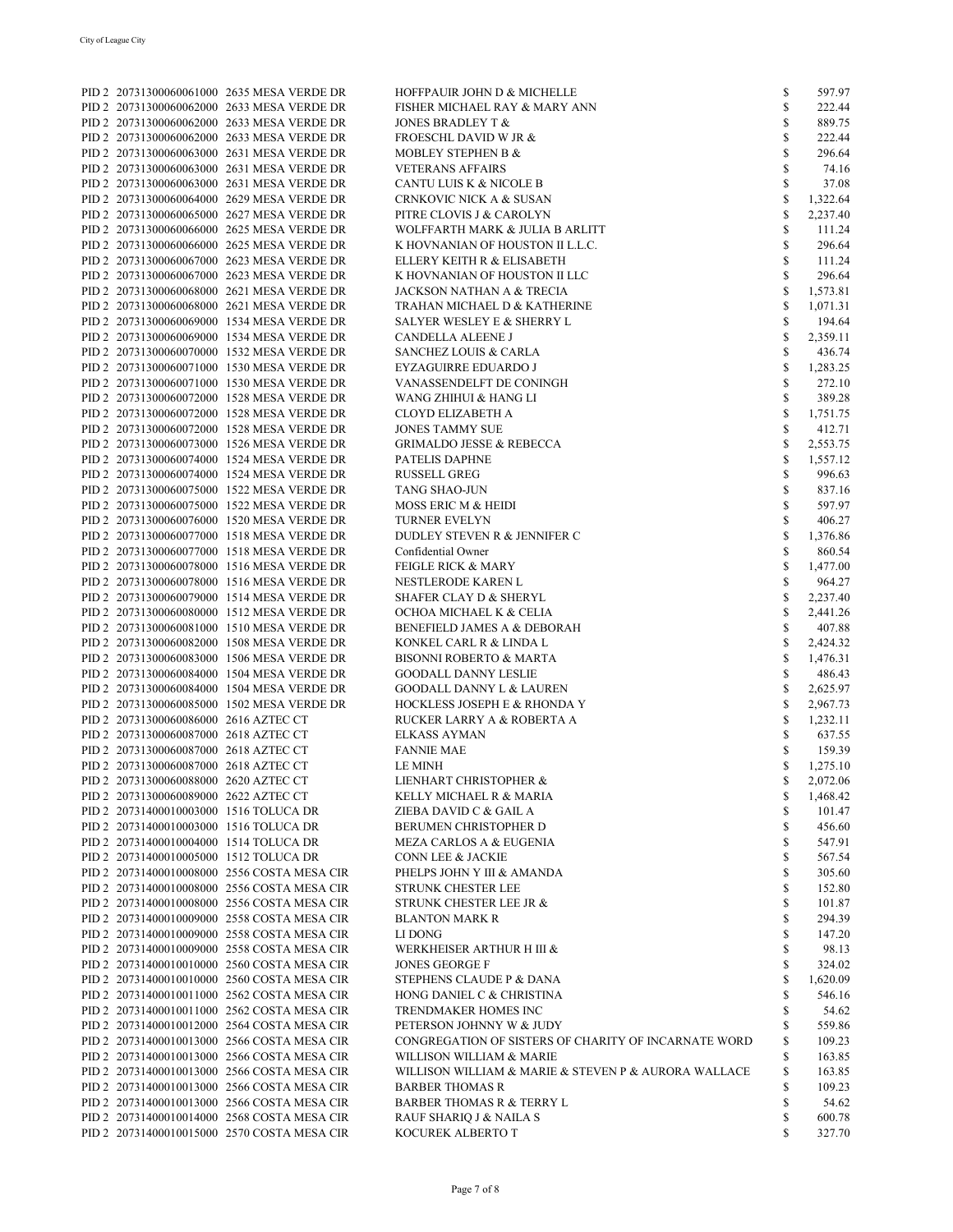| | | | | |
|---|---|---|---|---|
| PID 2 | 207313000060061000 | 2635 MESA VERDE DR | HOFFPAUIR JOHN D & MICHELLE | $ 597.97 |
| PID 2 | 207313000060062000 | 2633 MESA VERDE DR | FISHER MICHAEL RAY & MARY ANN | $ 222.44 |
| PID 2 | 207313000060062000 | 2633 MESA VERDE DR | JONES BRADLEY T & | $ 889.75 |
| PID 2 | 207313000060062000 | 2633 MESA VERDE DR | FROESCHL DAVID W JR & | $ 222.44 |
| PID 2 | 207313000060063000 | 2631 MESA VERDE DR | MOBLEY STEPHEN B & | $ 296.64 |
| PID 2 | 207313000060063000 | 2631 MESA VERDE DR | VETERANS AFFAIRS | $ 74.16 |
| PID 2 | 207313000060063000 | 2631 MESA VERDE DR | CANTU LUIS K & NICOLE B | $ 37.08 |
| PID 2 | 207313000060064000 | 2629 MESA VERDE DR | CRNKOVIC NICK A & SUSAN | $ 1,322.64 |
| PID 2 | 207313000060065000 | 2627 MESA VERDE DR | PITRE CLOVIS J & CAROLYN | $ 2,237.40 |
| PID 2 | 207313000060066000 | 2625 MESA VERDE DR | WOLFFARTH MARK & JULIA B ARLITT | $ 111.24 |
| PID 2 | 207313000060066000 | 2625 MESA VERDE DR | K HOVNANIAN OF HOUSTON II L.L.C. | $ 296.64 |
| PID 2 | 207313000060067000 | 2623 MESA VERDE DR | ELLERY KEITH R & ELISABETH | $ 111.24 |
| PID 2 | 207313000060067000 | 2623 MESA VERDE DR | K HOVNANIAN OF HOUSTON II LLC | $ 296.64 |
| PID 2 | 207313000060068000 | 2621 MESA VERDE DR | JACKSON NATHAN A & TRECIA | $ 1,573.81 |
| PID 2 | 207313000060068000 | 2621 MESA VERDE DR | TRAHAN MICHAEL D & KATHERINE | $ 1,071.31 |
| PID 2 | 207313000060069000 | 1534 MESA VERDE DR | SALYER WESLEY E & SHERRY L | $ 194.64 |
| PID 2 | 207313000060069000 | 1534 MESA VERDE DR | CANDELLA ALEENE J | $ 2,359.11 |
| PID 2 | 207313000060070000 | 1532 MESA VERDE DR | SANCHEZ LOUIS & CARLA | $ 436.74 |
| PID 2 | 207313000060071000 | 1530 MESA VERDE DR | EYZAGUIRRE EDUARDO J | $ 1,283.25 |
| PID 2 | 207313000060071000 | 1530 MESA VERDE DR | VANASSENDELFT DE CONINGH | $ 272.10 |
| PID 2 | 207313000060072000 | 1528 MESA VERDE DR | WANG ZHIHUI & HANG LI | $ 389.28 |
| PID 2 | 207313000060072000 | 1528 MESA VERDE DR | CLOYD ELIZABETH A | $ 1,751.75 |
| PID 2 | 207313000060072000 | 1528 MESA VERDE DR | JONES TAMMY SUE | $ 412.71 |
| PID 2 | 207313000060073000 | 1526 MESA VERDE DR | GRIMALDO JESSE & REBECCA | $ 2,553.75 |
| PID 2 | 207313000060074000 | 1524 MESA VERDE DR | PATELIS DAPHNE | $ 1,557.12 |
| PID 2 | 207313000060074000 | 1524 MESA VERDE DR | RUSSELL GREG | $ 996.63 |
| PID 2 | 207313000060075000 | 1522 MESA VERDE DR | TANG SHAO-JUN | $ 837.16 |
| PID 2 | 207313000060075000 | 1522 MESA VERDE DR | MOSS ERIC M & HEIDI | $ 597.97 |
| PID 2 | 207313000060076000 | 1520 MESA VERDE DR | TURNER EVELYN | $ 406.27 |
| PID 2 | 207313000060077000 | 1518 MESA VERDE DR | DUDLEY STEVEN R & JENNIFER C | $ 1,376.86 |
| PID 2 | 207313000060077000 | 1518 MESA VERDE DR | Confidential Owner | $ 860.54 |
| PID 2 | 207313000060078000 | 1516 MESA VERDE DR | FEIGLE RICK & MARY | $ 1,477.00 |
| PID 2 | 207313000060078000 | 1516 MESA VERDE DR | NESTLERODE KAREN L | $ 964.27 |
| PID 2 | 207313000060079000 | 1514 MESA VERDE DR | SHAFER CLAY D & SHERYL | $ 2,237.40 |
| PID 2 | 207313000060080000 | 1512 MESA VERDE DR | OCHOA MICHAEL K & CELIA | $ 2,441.26 |
| PID 2 | 207313000060081000 | 1510 MESA VERDE DR | BENEFIELD JAMES A & DEBORAH | $ 407.88 |
| PID 2 | 207313000060082000 | 1508 MESA VERDE DR | KONKEL CARL R & LINDA L | $ 2,424.32 |
| PID 2 | 207313000060083000 | 1506 MESA VERDE DR | BISONNI ROBERTO & MARTA | $ 1,476.31 |
| PID 2 | 207313000060084000 | 1504 MESA VERDE DR | GOODALL DANNY LESLIE | $ 486.43 |
| PID 2 | 207313000060084000 | 1504 MESA VERDE DR | GOODALL DANNY L & LAUREN | $ 2,625.97 |
| PID 2 | 207313000060085000 | 1502 MESA VERDE DR | HOCKLESS JOSEPH E & RHONDA Y | $ 2,967.73 |
| PID 2 | 207313000060086000 | 2616 AZTEC CT | RUCKER LARRY A & ROBERTA A | $ 1,232.11 |
| PID 2 | 207313000060087000 | 2618 AZTEC CT | ELKASS AYMAN | $ 637.55 |
| PID 2 | 207313000060087000 | 2618 AZTEC CT | FANNIE MAE | $ 159.39 |
| PID 2 | 207313000060087000 | 2618 AZTEC CT | LE MINH | $ 1,275.10 |
| PID 2 | 207313000060088000 | 2620 AZTEC CT | LIENHART CHRISTOPHER & | $ 2,072.06 |
| PID 2 | 207313000060089000 | 2622 AZTEC CT | KELLY MICHAEL R & MARIA | $ 1,468.42 |
| PID 2 | 207314000010003000 | 1516 TOLUCA DR | ZIEBA DAVID C & GAIL A | $ 101.47 |
| PID 2 | 207314000010003000 | 1516 TOLUCA DR | BERUMEN CHRISTOPHER D | $ 456.60 |
| PID 2 | 207314000010004000 | 1514 TOLUCA DR | MEZA CARLOS A & EUGENIA | $ 547.91 |
| PID 2 | 207314000010005000 | 1512 TOLUCA DR | CONN LEE & JACKIE | $ 567.54 |
| PID 2 | 207314000010008000 | 2556 COSTA MESA CIR | PHELPS JOHN Y III & AMANDA | $ 305.60 |
| PID 2 | 207314000010008000 | 2556 COSTA MESA CIR | STRUNK CHESTER LEE | $ 152.80 |
| PID 2 | 207314000010008000 | 2556 COSTA MESA CIR | STRUNK CHESTER LEE JR & | $ 101.87 |
| PID 2 | 207314000010009000 | 2558 COSTA MESA CIR | BLANTON MARK R | $ 294.39 |
| PID 2 | 207314000010009000 | 2558 COSTA MESA CIR | LI DONG | $ 147.20 |
| PID 2 | 207314000010009000 | 2558 COSTA MESA CIR | WERKHEISER ARTHUR H III & | $ 98.13 |
| PID 2 | 207314000010010000 | 2560 COSTA MESA CIR | JONES GEORGE F | $ 324.02 |
| PID 2 | 207314000010010000 | 2560 COSTA MESA CIR | STEPHENS CLAUDE P & DANA | $ 1,620.09 |
| PID 2 | 207314000010011000 | 2562 COSTA MESA CIR | HONG DANIEL C & CHRISTINA | $ 546.16 |
| PID 2 | 207314000010011000 | 2562 COSTA MESA CIR | TRENDMAKER HOMES INC | $ 54.62 |
| PID 2 | 207314000010012000 | 2564 COSTA MESA CIR | PETERSON JOHNNY W & JUDY | $ 559.86 |
| PID 2 | 207314000010013000 | 2566 COSTA MESA CIR | CONGREGATION OF SISTERS OF CHARITY OF INCARNATE WORD | $ 109.23 |
| PID 2 | 207314000010013000 | 2566 COSTA MESA CIR | WILLISON WILLIAM & MARIE | $ 163.85 |
| PID 2 | 207314000010013000 | 2566 COSTA MESA CIR | WILLISON WILLIAM & MARIE & STEVEN P & AURORA WALLACE | $ 163.85 |
| PID 2 | 207314000010013000 | 2566 COSTA MESA CIR | BARBER THOMAS R | $ 109.23 |
| PID 2 | 207314000010013000 | 2566 COSTA MESA CIR | BARBER THOMAS R & TERRY L | $ 54.62 |
| PID 2 | 207314000010014000 | 2568 COSTA MESA CIR | RAUF SHARIQ J & NAILA S | $ 600.78 |
| PID 2 | 207314000010015000 | 2570 COSTA MESA CIR | KOCUREK ALBERTO T | $ 327.70 |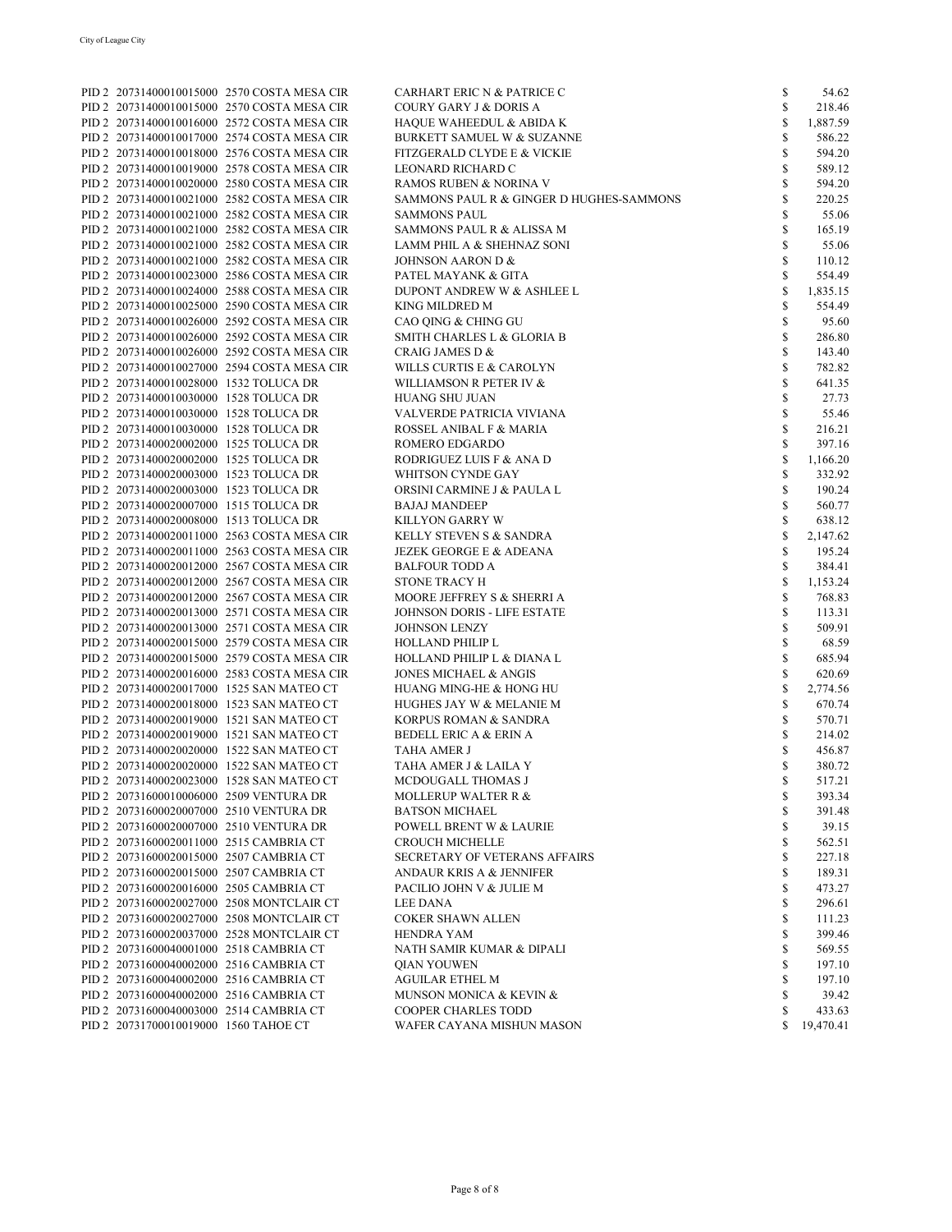| | | | | |
|---|---|---|---|---|
| PID 2 | 207314000010015000 | 2570 COSTA MESA CIR | CARHART ERIC N & PATRICE C | $ 54.62 |
| PID 2 | 207314000010015000 | 2570 COSTA MESA CIR | COURY GARY J & DORIS A | $ 218.46 |
| PID 2 | 207314000010016000 | 2572 COSTA MESA CIR | HAQUE WAHEEDUL & ABIDA K | $ 1,887.59 |
| PID 2 | 207314000010017000 | 2574 COSTA MESA CIR | BURKETT SAMUEL W & SUZANNE | $ 586.22 |
| PID 2 | 207314000010018000 | 2576 COSTA MESA CIR | FITZGERALD CLYDE E & VICKIE | $ 594.20 |
| PID 2 | 207314000010019000 | 2578 COSTA MESA CIR | LEONARD RICHARD C | $ 589.12 |
| PID 2 | 207314000010020000 | 2580 COSTA MESA CIR | RAMOS RUBEN & NORINA V | $ 594.20 |
| PID 2 | 207314000010021000 | 2582 COSTA MESA CIR | SAMMONS PAUL R & GINGER D HUGHES-SAMMONS | $ 220.25 |
| PID 2 | 207314000010021000 | 2582 COSTA MESA CIR | SAMMONS PAUL | $ 55.06 |
| PID 2 | 207314000010021000 | 2582 COSTA MESA CIR | SAMMONS PAUL R & ALISSA M | $ 165.19 |
| PID 2 | 207314000010021000 | 2582 COSTA MESA CIR | LAMM PHIL A & SHEHNAZ SONI | $ 55.06 |
| PID 2 | 207314000010021000 | 2582 COSTA MESA CIR | JOHNSON AARON D & | $ 110.12 |
| PID 2 | 207314000010023000 | 2586 COSTA MESA CIR | PATEL MAYANK & GITA | $ 554.49 |
| PID 2 | 207314000010024000 | 2588 COSTA MESA CIR | DUPONT ANDREW W & ASHLEE L | $ 1,835.15 |
| PID 2 | 207314000010025000 | 2590 COSTA MESA CIR | KING MILDRED M | $ 554.49 |
| PID 2 | 207314000010026000 | 2592 COSTA MESA CIR | CAO QING & CHING GU | $ 95.60 |
| PID 2 | 207314000010026000 | 2592 COSTA MESA CIR | SMITH CHARLES L & GLORIA B | $ 286.80 |
| PID 2 | 207314000010026000 | 2592 COSTA MESA CIR | CRAIG JAMES D & | $ 143.40 |
| PID 2 | 207314000010027000 | 2594 COSTA MESA CIR | WILLS CURTIS E & CAROLYN | $ 782.82 |
| PID 2 | 207314000010028000 | 1532 TOLUCA DR | WILLIAMSON R PETER IV & | $ 641.35 |
| PID 2 | 207314000010030000 | 1528 TOLUCA DR | HUANG SHU JUAN | $ 27.73 |
| PID 2 | 207314000010030000 | 1528 TOLUCA DR | VALVERDE PATRICIA VIVIANA | $ 55.46 |
| PID 2 | 207314000010030000 | 1528 TOLUCA DR | ROSSEL ANIBAL F & MARIA | $ 216.21 |
| PID 2 | 207314000020002000 | 1525 TOLUCA DR | ROMERO EDGARDO | $ 397.16 |
| PID 2 | 207314000020002000 | 1525 TOLUCA DR | RODRIGUEZ LUIS F & ANA D | $ 1,166.20 |
| PID 2 | 207314000020003000 | 1523 TOLUCA DR | WHITSON CYNDE GAY | $ 332.92 |
| PID 2 | 207314000020003000 | 1523 TOLUCA DR | ORSINI CARMINE J & PAULA L | $ 190.24 |
| PID 2 | 207314000020007000 | 1515 TOLUCA DR | BAJAJ MANDEEP | $ 560.77 |
| PID 2 | 207314000020008000 | 1513 TOLUCA DR | KILLYON GARRY W | $ 638.12 |
| PID 2 | 207314000020011000 | 2563 COSTA MESA CIR | KELLY STEVEN S & SANDRA | $ 2,147.62 |
| PID 2 | 207314000020011000 | 2563 COSTA MESA CIR | JEZEK GEORGE E & ADEANA | $ 195.24 |
| PID 2 | 207314000020012000 | 2567 COSTA MESA CIR | BALFOUR TODD A | $ 384.41 |
| PID 2 | 207314000020012000 | 2567 COSTA MESA CIR | STONE TRACY H | $ 1,153.24 |
| PID 2 | 207314000020012000 | 2567 COSTA MESA CIR | MOORE JEFFREY S & SHERRI A | $ 768.83 |
| PID 2 | 207314000020013000 | 2571 COSTA MESA CIR | JOHNSON DORIS - LIFE ESTATE | $ 113.31 |
| PID 2 | 207314000020013000 | 2571 COSTA MESA CIR | JOHNSON LENZY | $ 509.91 |
| PID 2 | 207314000020015000 | 2579 COSTA MESA CIR | HOLLAND PHILIP L | $ 68.59 |
| PID 2 | 207314000020015000 | 2579 COSTA MESA CIR | HOLLAND PHILIP L & DIANA L | $ 685.94 |
| PID 2 | 207314000020016000 | 2583 COSTA MESA CIR | JONES MICHAEL & ANGIS | $ 620.69 |
| PID 2 | 207314000020017000 | 1525 SAN MATEO CT | HUANG MING-HE & HONG HU | $ 2,774.56 |
| PID 2 | 207314000020018000 | 1523 SAN MATEO CT | HUGHES JAY W & MELANIE M | $ 670.74 |
| PID 2 | 207314000020019000 | 1521 SAN MATEO CT | KORPUS ROMAN & SANDRA | $ 570.71 |
| PID 2 | 207314000020019000 | 1521 SAN MATEO CT | BEDELL ERIC A & ERIN A | $ 214.02 |
| PID 2 | 207314000020020000 | 1522 SAN MATEO CT | TAHA AMER J | $ 456.87 |
| PID 2 | 207314000020020000 | 1522 SAN MATEO CT | TAHA AMER J & LAILA Y | $ 380.72 |
| PID 2 | 207314000020023000 | 1528 SAN MATEO CT | MCDOUGALL THOMAS J | $ 517.21 |
| PID 2 | 207316000010006000 | 2509 VENTURA DR | MOLLERUP WALTER R & | $ 393.34 |
| PID 2 | 207316000020007000 | 2510 VENTURA DR | BATSON MICHAEL | $ 391.48 |
| PID 2 | 207316000020007000 | 2510 VENTURA DR | POWELL BRENT W & LAURIE | $ 39.15 |
| PID 2 | 207316000020011000 | 2515 CAMBRIA CT | CROUCH MICHELLE | $ 562.51 |
| PID 2 | 207316000020015000 | 2507 CAMBRIA CT | SECRETARY OF VETERANS AFFAIRS | $ 227.18 |
| PID 2 | 207316000020015000 | 2507 CAMBRIA CT | ANDAUR KRIS A & JENNIFER | $ 189.31 |
| PID 2 | 207316000020016000 | 2505 CAMBRIA CT | PACILIO JOHN V & JULIE M | $ 473.27 |
| PID 2 | 207316000020027000 | 2508 MONTCLAIR CT | LEE DANA | $ 296.61 |
| PID 2 | 207316000020027000 | 2508 MONTCLAIR CT | COKER SHAWN ALLEN | $ 111.23 |
| PID 2 | 207316000020037000 | 2528 MONTCLAIR CT | HENDRA YAM | $ 399.46 |
| PID 2 | 207316000040001000 | 2518 CAMBRIA CT | NATH SAMIR KUMAR & DIPALI | $ 569.55 |
| PID 2 | 207316000040002000 | 2516 CAMBRIA CT | QIAN YOUWEN | $ 197.10 |
| PID 2 | 207316000040002000 | 2516 CAMBRIA CT | AGUILAR ETHEL M | $ 197.10 |
| PID 2 | 207316000040002000 | 2516 CAMBRIA CT | MUNSON MONICA & KEVIN & | $ 39.42 |
| PID 2 | 207316000040003000 | 2514 CAMBRIA CT | COOPER CHARLES TODD | $ 433.63 |
| PID 2 | 207317000010019000 | 1560 TAHOE CT | WAFER CAYANA MISHUN MASON | $ 19,470.41 |